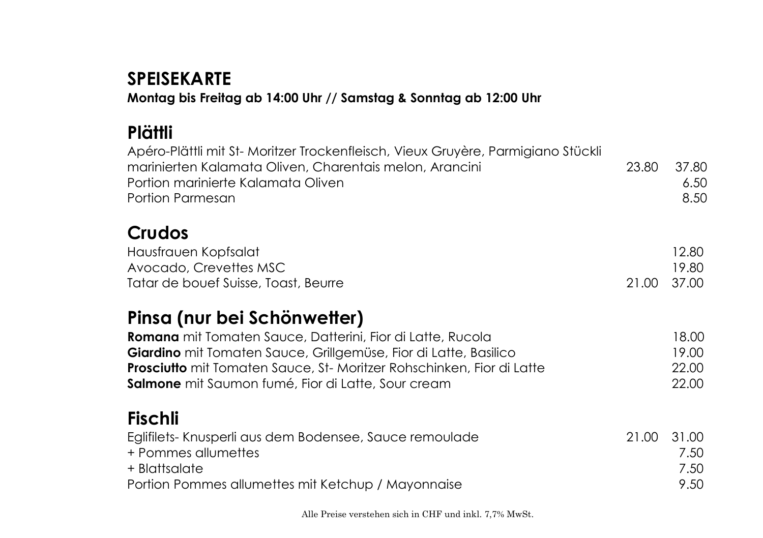# SPEISEKARTE

**Montag bis Freitag ab 14:00 Uhr // Samstag & Sonntag ab 12:00 Uhr**

## Plättli

| | | |
|---|---|---|
| Apéro-Plättli mit St- Moritzer Trockenfleisch, Vieux Gruyère, Parmigiano Stückli marinierten Kalamata Oliven, Charentais melon, Arancini | 23.80 | 37.80 |
| Portion marinierte Kalamata Oliven | | 6.50 |
| Portion Parmesan | | 8.50 |

## Crudos

| | | |
|---|---|---|
| Hausfrauen Kopfsalat | | 12.80 |
| Avocado, Crevettes MSC | | 19.80 |
| Tatar de bouef Suisse, Toast, Beurre | 21.00 | 37.00 |

## Pinsa (nur bei Schönwetter)

| | |
|---|---|
| **Romana** mit Tomaten Sauce, Datterini, Fior di Latte, Rucola | 18.00 |
| **Giardino** mit Tomaten Sauce, Grillgemüse, Fior di Latte, Basilico | 19.00 |
| **Prosciutto** mit Tomaten Sauce, St- Moritzer Rohschinken, Fior di Latte | 22.00 |
| **Salmone** mit Saumon fumé, Fior di Latte, Sour cream | 22.00 |

## Fischli

| | | |
|---|---|---|
| Eglifilets- Knusperli aus dem Bodensee, Sauce remoulade | 21.00 | 31.00 |
| + Pommes allumettes | | 7.50 |
| + Blattsalate | | 7.50 |
| Portion Pommes allumettes mit Ketchup / Mayonnaise | | 9.50 |

Alle Preise verstehen sich in CHF und inkl. 7,7% MwSt.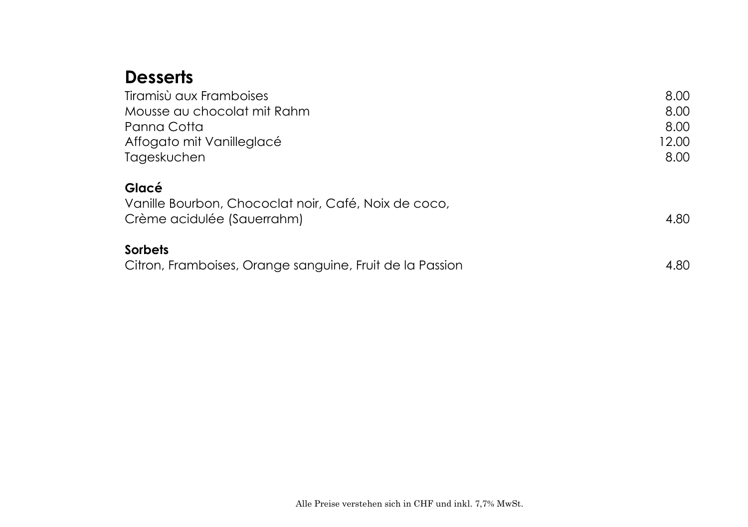## Desserts

| | |
|---|---|
| Tiramisù aux Framboises | 8.00 |
| Mousse au chocolat mit Rahm | 8.00 |
| Panna Cotta | 8.00 |
| Affogato mit Vanilleglacé | 12.00 |
| Tageskuchen | 8.00 |

**Glacé**

| | |
|---|---|
| Vanille Bourbon, Chococlat noir, Café, Noix de coco, Crème acidulée (Sauerrahm) | 4.80 |

**Sorbets**

| | |
|---|---|
| Citron, Framboises, Orange sanguine, Fruit de la Passion | 4.80 |

Alle Preise verstehen sich in CHF und inkl. 7,7% MwSt.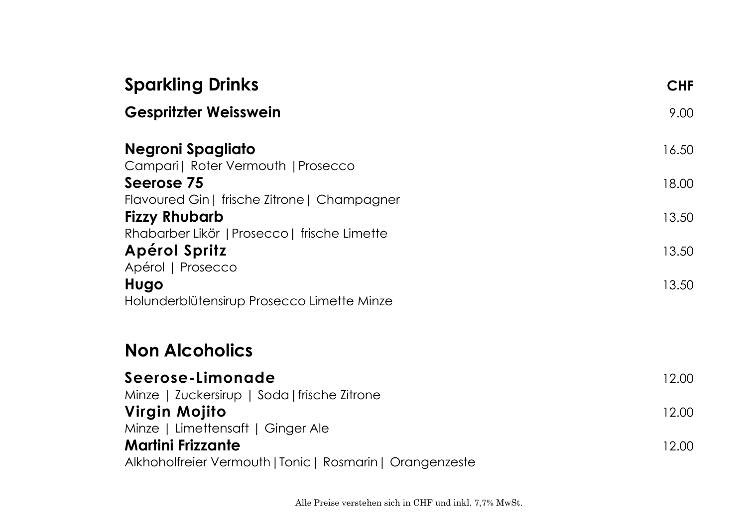## Sparkling Drinks

| | CHF |
|---|---|
| **Gespritzter Weisswein** | 9.00 |
| **Negroni Spagliato**<br>Campari\| Roter Vermouth \|Prosecco | 16.50 |
| **Seerose 75**<br>Flavoured Gin\| frische Zitrone\| Champagner | 18.00 |
| **Fizzy Rhubarb**<br>Rhabarber Likör \|Prosecco\| frische Limette | 13.50 |
| **Apérol Spritz**<br>Apérol \| Prosecco | 13.50 |
| **Hugo**<br>Holunderblütensirup Prosecco Limette Minze | 13.50 |

## Non Alcoholics

| | |
|---|---|
| **Seerose-Limonade**<br>Minze \| Zuckersirup \| Soda\|frische Zitrone | 12.00 |
| **Virgin Mojito**<br>Minze \| Limettensaft \| Ginger Ale | 12.00 |
| **Martini Frizzante**<br>Alkhoholfreier Vermouth\|Tonic\| Rosmarin\| Orangenzeste | 12.00 |

Alle Preise verstehen sich in CHF und inkl. 7,7% MwSt.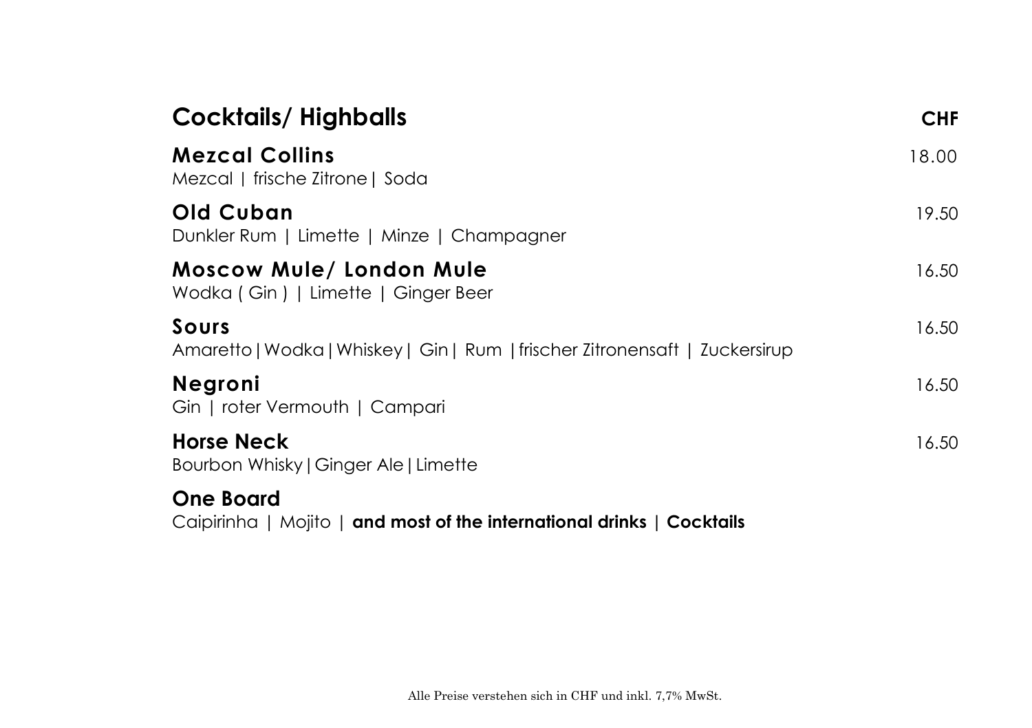## Cocktails/ Highballs

| | CHF |
|---|---|
| **Mezcal Collins**<br>Mezcal \| frische Zitrone \| Soda | 18.00 |
| **Old Cuban**<br>Dunkler Rum \| Limette \| Minze \| Champagner | 19.50 |
| **Moscow Mule/ London Mule**<br>Wodka ( Gin ) \| Limette \| Ginger Beer | 16.50 |
| **Sours**<br>Amaretto \| Wodka \| Whiskey \| Gin \| Rum \| frischer Zitronensaft \| Zuckersirup | 16.50 |
| **Negroni**<br>Gin \| roter Vermouth \| Campari | 16.50 |
| **Horse Neck**<br>Bourbon Whisky \| Ginger Ale \| Limette | 16.50 |
| **One Board**<br>Caipirinha \| Mojito \| **and most of the international drinks \| Cocktails** | |

Alle Preise verstehen sich in CHF und inkl. 7,7% MwSt.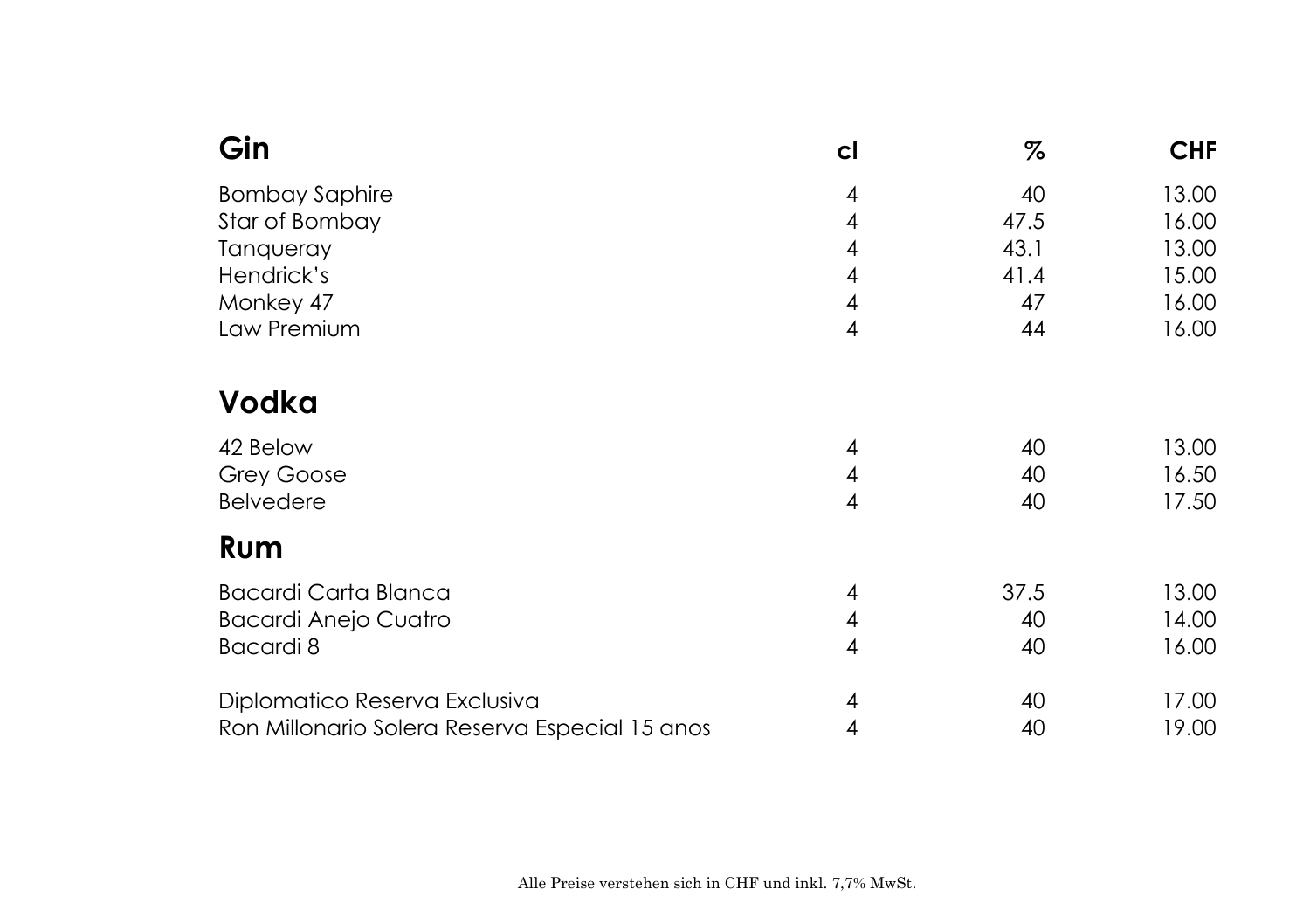## Gin

| Gin | cl | % | CHF |
|---|---|---|---|
| Bombay Saphire | 4 | 40 | 13.00 |
| Star of Bombay | 4 | 47.5 | 16.00 |
| Tanqueray | 4 | 43.1 | 13.00 |
| Hendrick's | 4 | 41.4 | 15.00 |
| Monkey 47 | 4 | 47 | 16.00 |
| Law Premium | 4 | 44 | 16.00 |

## Vodka

| Vodka | cl | % | CHF |
|---|---|---|---|
| 42 Below | 4 | 40 | 13.00 |
| Grey Goose | 4 | 40 | 16.50 |
| Belvedere | 4 | 40 | 17.50 |

## Rum

| Rum | cl | % | CHF |
|---|---|---|---|
| Bacardi Carta Blanca | 4 | 37.5 | 13.00 |
| Bacardi Anejo Cuatro | 4 | 40 | 14.00 |
| Bacardi 8 | 4 | 40 | 16.00 |
| Diplomatico Reserva Exclusiva | 4 | 40 | 17.00 |
| Ron Millonario Solera Reserva Especial 15 anos | 4 | 40 | 19.00 |

Alle Preise verstehen sich in CHF und inkl. 7,7% MwSt.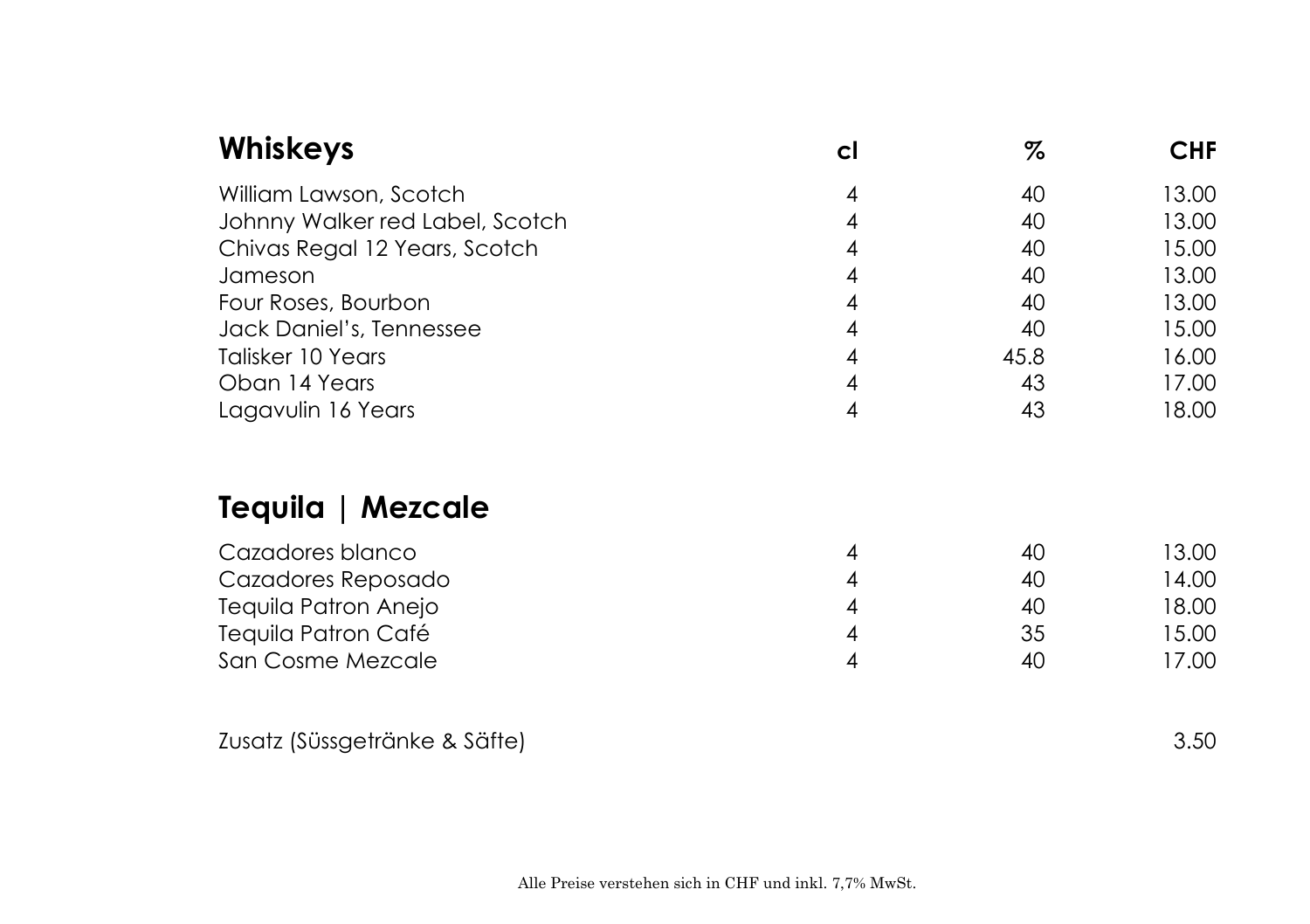## Whiskeys

| Whiskeys | cl | % | CHF |
|---|---|---|---|
| William Lawson, Scotch | 4 | 40 | 13.00 |
| Johnny Walker red Label, Scotch | 4 | 40 | 13.00 |
| Chivas Regal 12 Years, Scotch | 4 | 40 | 15.00 |
| Jameson | 4 | 40 | 13.00 |
| Four Roses, Bourbon | 4 | 40 | 13.00 |
| Jack Daniel's, Tennessee | 4 | 40 | 15.00 |
| Talisker 10 Years | 4 | 45.8 | 16.00 |
| Oban 14 Years | 4 | 43 | 17.00 |
| Lagavulin 16 Years | 4 | 43 | 18.00 |

## Tequila | Mezcale

| Tequila \| Mezcale | cl | % | CHF |
|---|---|---|---|
| Cazadores blanco | 4 | 40 | 13.00 |
| Cazadores Reposado | 4 | 40 | 14.00 |
| Tequila Patron Anejo | 4 | 40 | 18.00 |
| Tequila Patron Café | 4 | 35 | 15.00 |
| San Cosme Mezcale | 4 | 40 | 17.00 |

Zusatz (Süssgetränke & Säfte) 3.50

Alle Preise verstehen sich in CHF und inkl. 7,7% MwSt.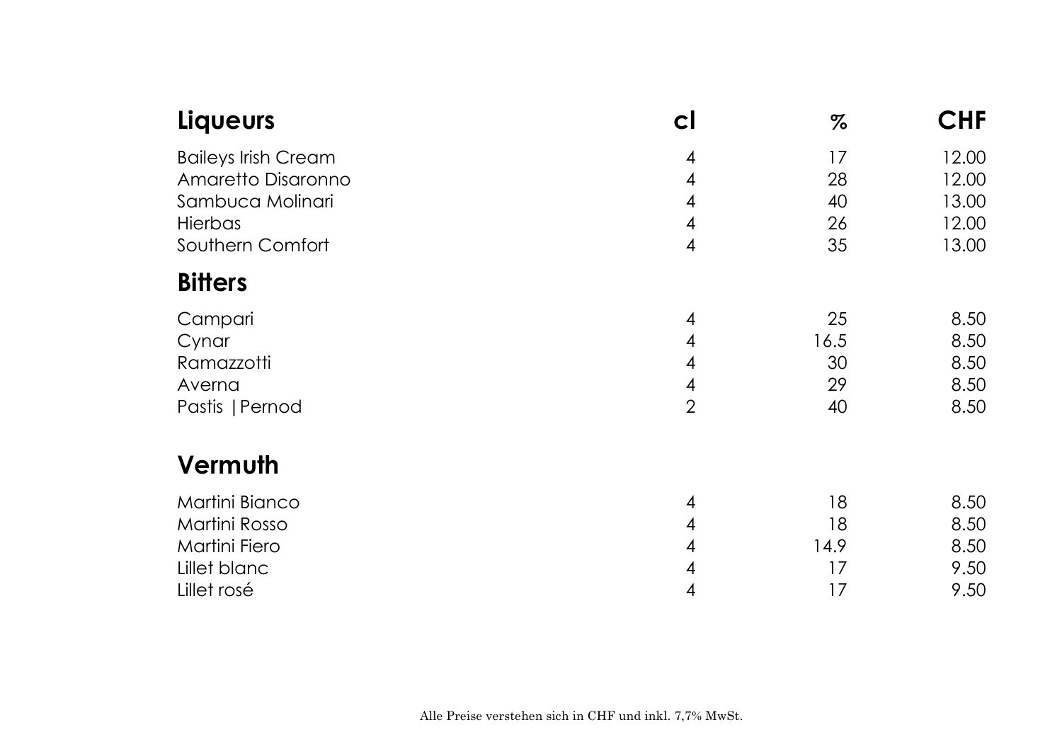| Liqueurs | cl | % | CHF |
|---|---|---|---|
| Baileys Irish Cream | 4 | 17 | 12.00 |
| Amaretto Disaronno | 4 | 28 | 12.00 |
| Sambuca Molinari | 4 | 40 | 13.00 |
| Hierbas | 4 | 26 | 12.00 |
| Southern Comfort | 4 | 35 | 13.00 |
| **Bitters** | | | |
| Campari | 4 | 25 | 8.50 |
| Cynar | 4 | 16.5 | 8.50 |
| Ramazzotti | 4 | 30 | 8.50 |
| Averna | 4 | 29 | 8.50 |
| Pastis \|Pernod | 2 | 40 | 8.50 |
| **Vermuth** | | | |
| Martini Bianco | 4 | 18 | 8.50 |
| Martini Rosso | 4 | 18 | 8.50 |
| Martini Fiero | 4 | 14.9 | 8.50 |
| Lillet blanc | 4 | 17 | 9.50 |
| Lillet rosé | 4 | 17 | 9.50 |

Alle Preise verstehen sich in CHF und inkl. 7,7% MwSt.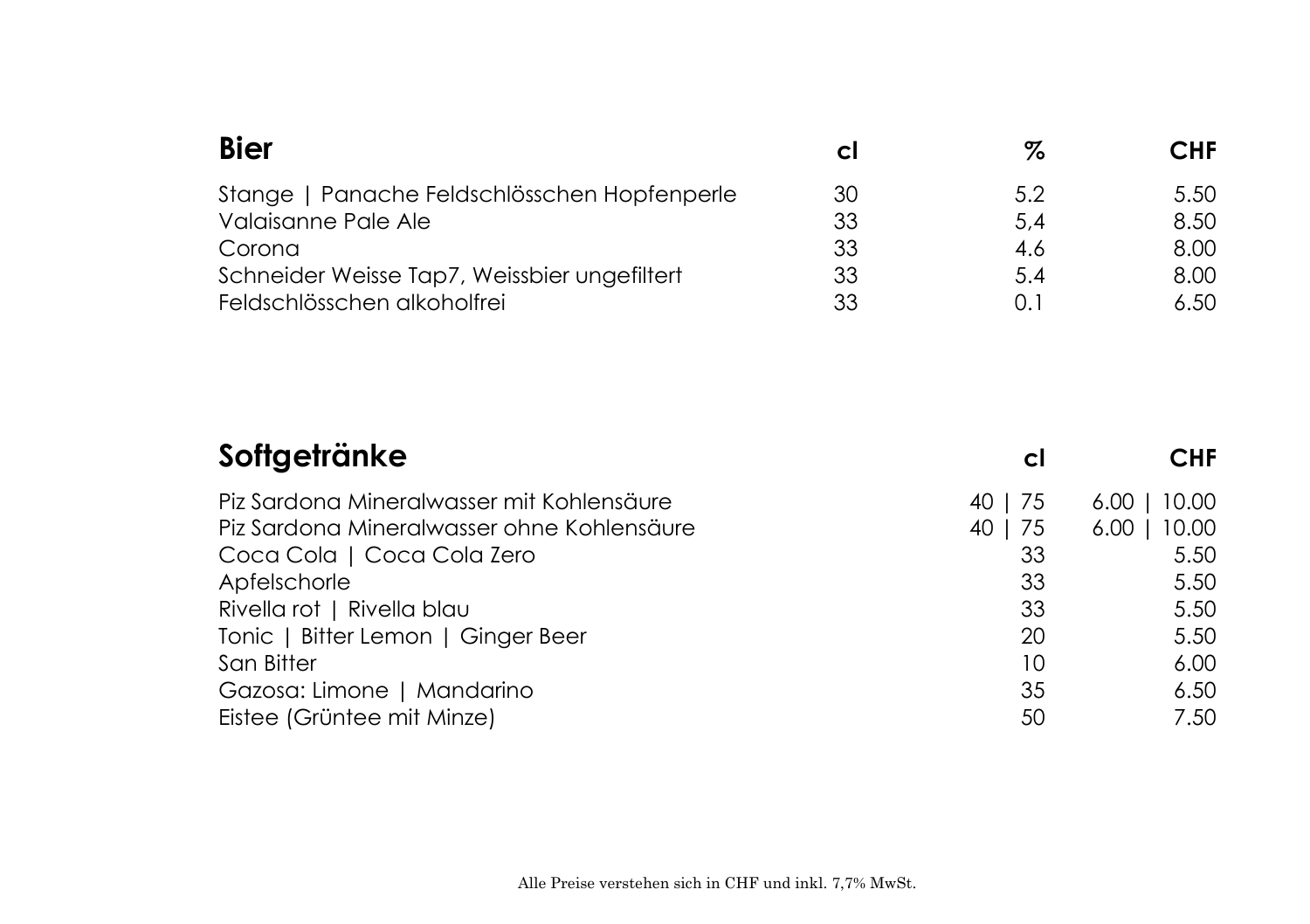## Bier

| Bier | cl | % | CHF |
|---|---|---|---|
| Stange \| Panache Feldschlösschen Hopfenperle | 30 | 5.2 | 5.50 |
| Valaisanne Pale Ale | 33 | 5,4 | 8.50 |
| Corona | 33 | 4.6 | 8.00 |
| Schneider Weisse Tap7, Weissbier ungefiltert | 33 | 5.4 | 8.00 |
| Feldschlösschen alkoholfrei | 33 | 0.1 | 6.50 |

## Softgetränke

| Softgetränke | cl | CHF |
|---|---|---|
| Piz Sardona Mineralwasser mit Kohlensäure | 40 \| 75 | 6.00 \| 10.00 |
| Piz Sardona Mineralwasser ohne Kohlensäure | 40 \| 75 | 6.00 \| 10.00 |
| Coca Cola \| Coca Cola Zero | 33 | 5.50 |
| Apfelschorle | 33 | 5.50 |
| Rivella rot \| Rivella blau | 33 | 5.50 |
| Tonic \| Bitter Lemon \| Ginger Beer | 20 | 5.50 |
| San Bitter | 10 | 6.00 |
| Gazosa: Limone \| Mandarino | 35 | 6.50 |
| Eistee (Grüntee mit Minze) | 50 | 7.50 |

Alle Preise verstehen sich in CHF und inkl. 7,7% MwSt.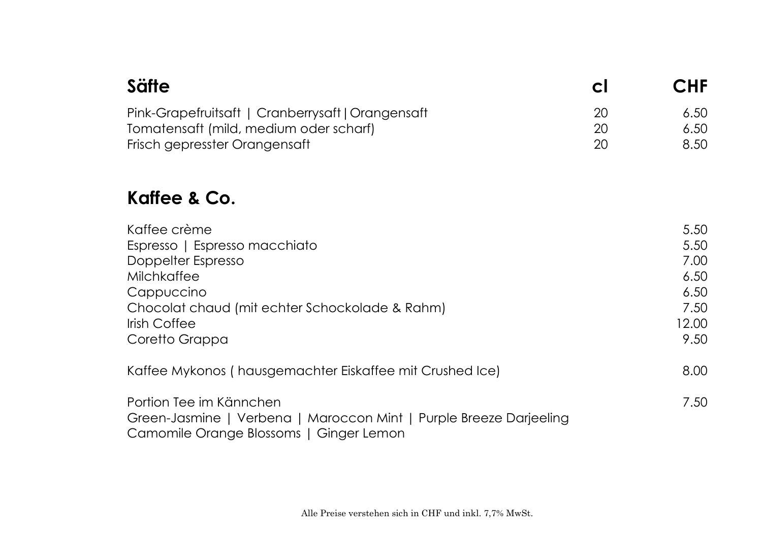## Säfte

| Säfte | cl | CHF |
|---|---|---|
| Pink-Grapefruitsaft \| Cranberrysaft\|Orangensaft | 20 | 6.50 |
| Tomatensaft (mild, medium oder scharf) | 20 | 6.50 |
| Frisch gepresster Orangensaft | 20 | 8.50 |

## Kaffee & Co.

| Kaffee & Co. | CHF |
|---|---|
| Kaffee crème | 5.50 |
| Espresso \| Espresso macchiato | 5.50 |
| Doppelter Espresso | 7.00 |
| Milchkaffee | 6.50 |
| Cappuccino | 6.50 |
| Chocolat chaud (mit echter Schockolade & Rahm) | 7.50 |
| Irish Coffee | 12.00 |
| Coretto Grappa | 9.50 |
| Kaffee Mykonos ( hausgemachter Eiskaffee mit Crushed Ice) | 8.00 |
| Portion Tee im Kännchen | 7.50 |

Green-Jasmine | Verbena | Maroccon Mint | Purple Breeze Darjeeling
Camomile Orange Blossoms | Ginger Lemon

Alle Preise verstehen sich in CHF und inkl. 7,7% MwSt.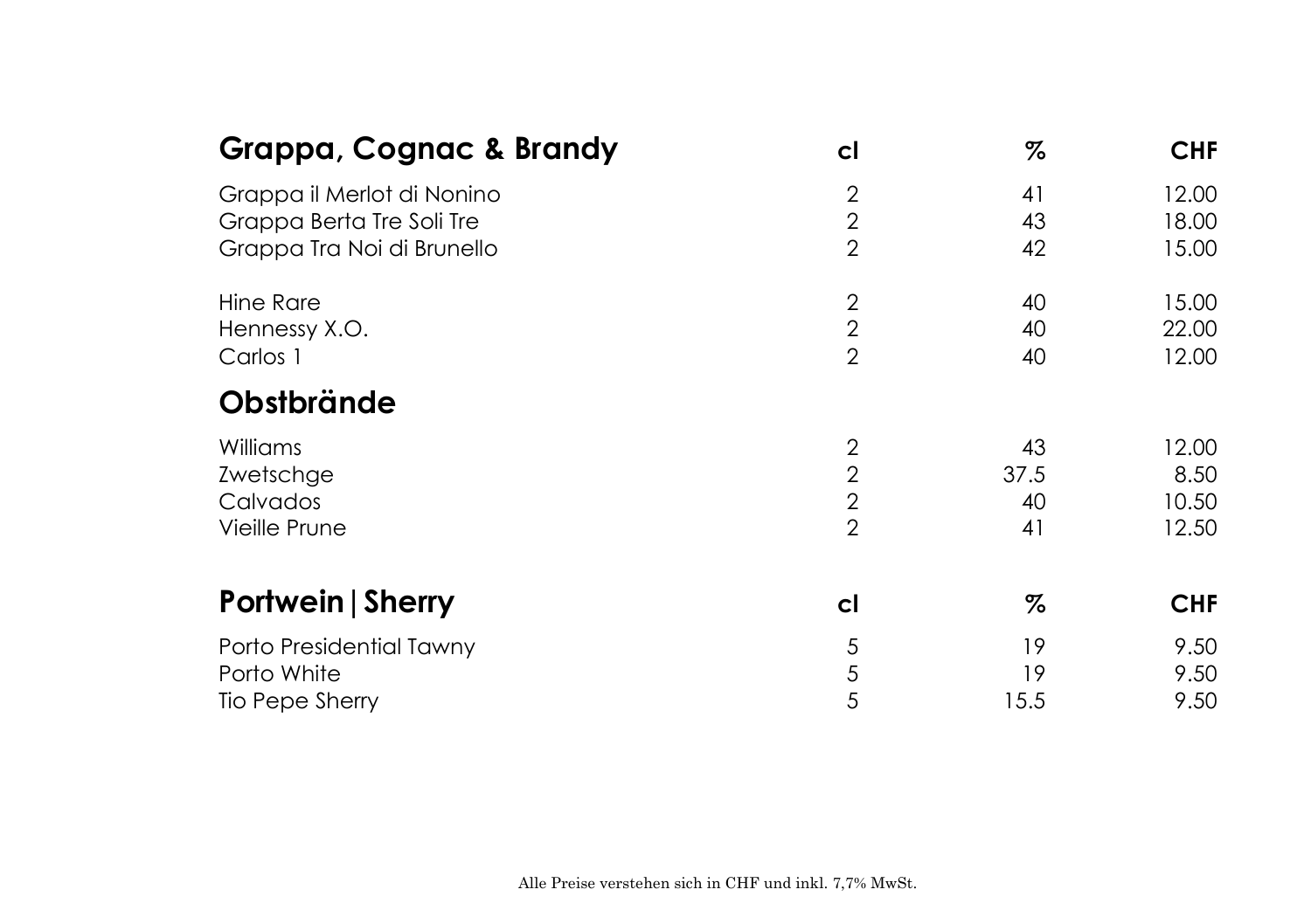## Grappa, Cognac & Brandy

| Grappa, Cognac & Brandy | cl | % | CHF |
|---|---|---|---|
| Grappa il Merlot di Nonino | 2 | 41 | 12.00 |
| Grappa Berta Tre Soli Tre | 2 | 43 | 18.00 |
| Grappa Tra Noi di Brunello | 2 | 42 | 15.00 |
| Hine Rare | 2 | 40 | 15.00 |
| Hennessy X.O. | 2 | 40 | 22.00 |
| Carlos 1 | 2 | 40 | 12.00 |

## Obstbrände

| | | | |
|---|---|---|---|
| Williams | 2 | 43 | 12.00 |
| Zwetschge | 2 | 37.5 | 8.50 |
| Calvados | 2 | 40 | 10.50 |
| Vieille Prune | 2 | 41 | 12.50 |

## Portwein | Sherry

| Portwein \| Sherry | cl | % | CHF |
|---|---|---|---|
| Porto Presidential Tawny | 5 | 19 | 9.50 |
| Porto White | 5 | 19 | 9.50 |
| Tio Pepe Sherry | 5 | 15.5 | 9.50 |

Alle Preise verstehen sich in CHF und inkl. 7,7% MwSt.